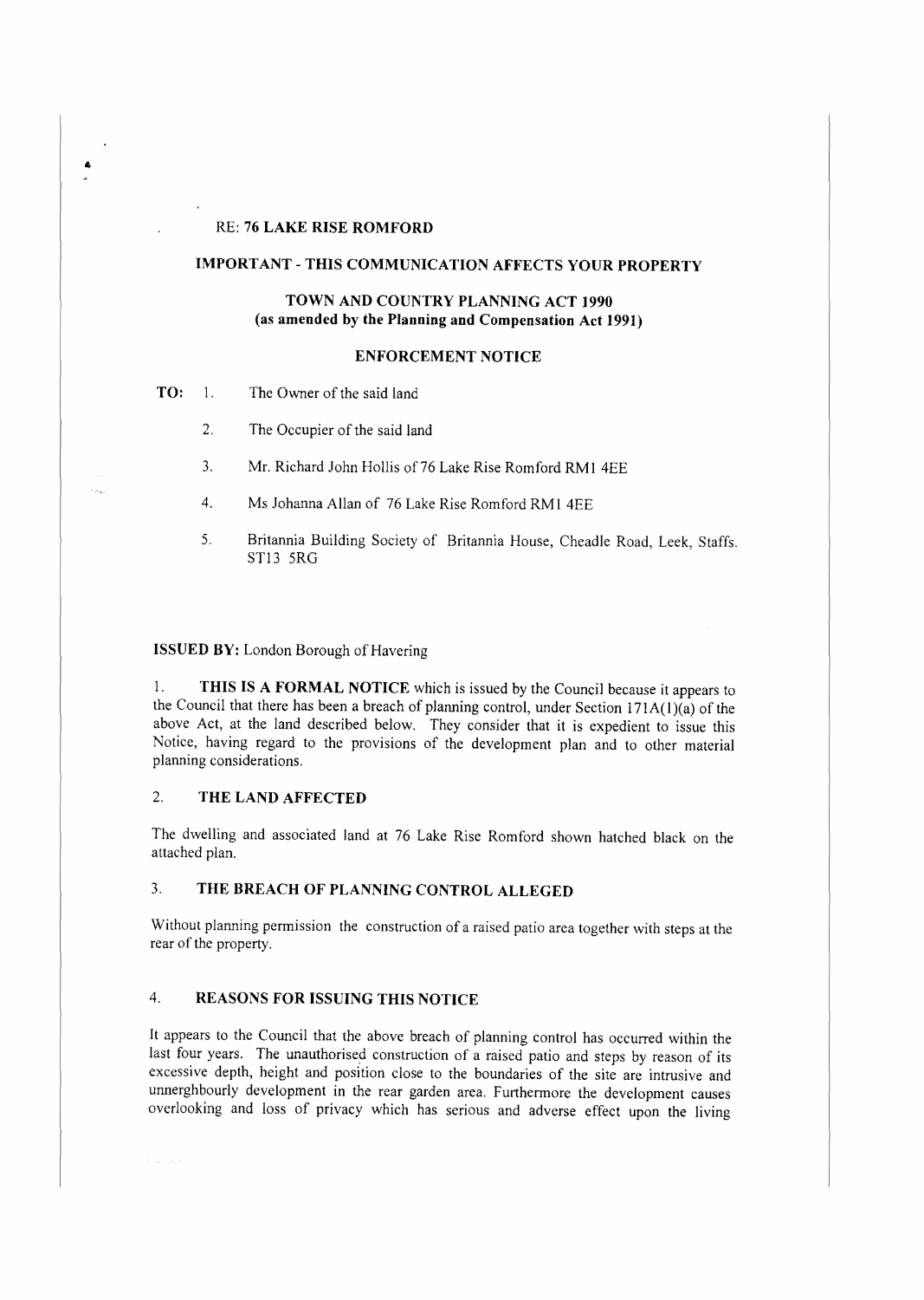RE: **76 LAKE RISE ROMFORD**

**IMPORTANT - THIS COMMUNICATION AFFECTS YOUR PROPERTY**

**TOWN AND COUNTRY PLANNING ACT 1990**
**(as amended by the Planning and Compensation Act 1991)**

**ENFORCEMENT NOTICE**

**TO:**

1. The Owner of the said land
2. The Occupier of the said land
3. Mr. Richard John Hollis of 76 Lake Rise Romford RM1 4EE
4. Ms Johanna Allan of 76 Lake Rise Romford RM1 4EE
5. Britannia Building Society of Britannia House, Cheadle Road, Leek, Staffs. ST13 5RG

**ISSUED BY:** London Borough of Havering

1. **THIS IS A FORMAL NOTICE** which is issued by the Council because it appears to the Council that there has been a breach of planning control, under Section 171A(1)(a) of the above Act, at the land described below. They consider that it is expedient to issue this Notice, having regard to the provisions of the development plan and to other material planning considerations.

## 2. THE LAND AFFECTED

The dwelling and associated land at 76 Lake Rise Romford shown hatched black on the attached plan.

## 3. THE BREACH OF PLANNING CONTROL ALLEGED

Without planning permission the construction of a raised patio area together with steps at the rear of the property.

## 4. REASONS FOR ISSUING THIS NOTICE

It appears to the Council that the above breach of planning control has occurred within the last four years. The unauthorised construction of a raised patio and steps by reason of its excessive depth, height and position close to the boundaries of the site are intrusive and unnerghbourly development in the rear garden area. Furthermore the development causes overlooking and loss of privacy which has serious and adverse effect upon the living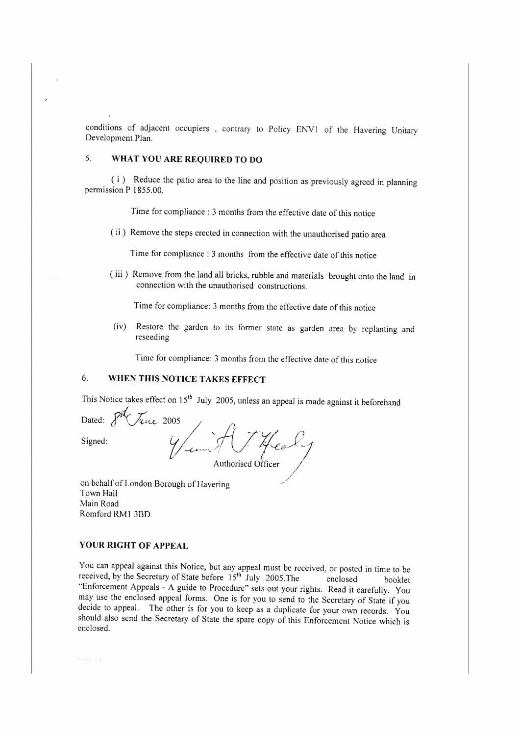conditions of adjacent occupiers , contrary to Policy ENV1 of the Havering Unitary Development Plan.

## 5. WHAT YOU ARE REQUIRED TO DO

( i ) Reduce the patio area to the line and position as previously agreed in planning permission P 1855.00.

Time for compliance : 3 months from the effective date of this notice

( ii ) Remove the steps erected in connection with the unauthorised patio area

Time for compliance : 3 months from the effective date of this notice

( iii ) Remove from the land all bricks, rubble and materials brought onto the land in connection with the unauthorised constructions.

Time for compliance: 3 months from the effective date of this notice

(iv) Restore the garden to its former state as garden area by replanting and reseeding

Time for compliance: 3 months from the effective date of this notice

## 6. WHEN THIS NOTICE TAKES EFFECT

This Notice takes effect on 15th July 2005, unless an appeal is made against it beforehand

Dated: 8th June 2005

Signed:

Authorised Officer

on behalf of London Borough of Havering
Town Hall
Main Road
Romford RM1 3BD

## YOUR RIGHT OF APPEAL

You can appeal against this Notice, but any appeal must be received, or posted in time to be received, by the Secretary of State before 15th July 2005.The enclosed booklet "Enforcement Appeals - A guide to Procedure" sets out your rights. Read it carefully. You may use the enclosed appeal forms. One is for you to send to the Secretary of State if you decide to appeal. The other is for you to keep as a duplicate for your own records. You should also send the Secretary of State the spare copy of this Enforcement Notice which is enclosed.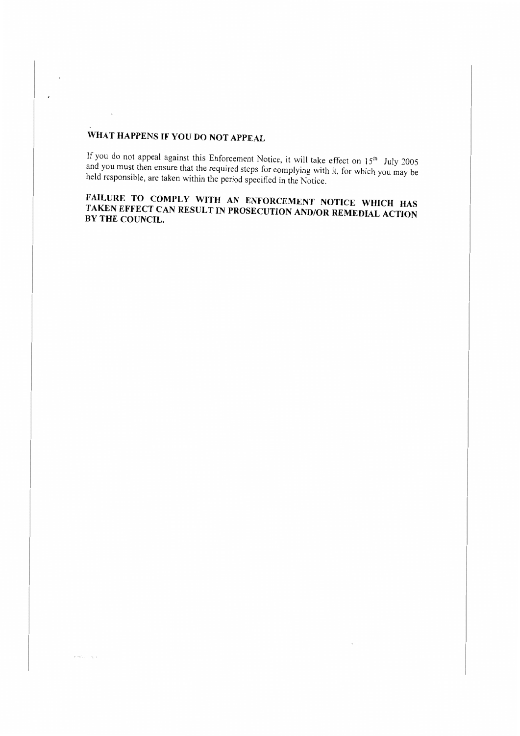## WHAT HAPPENS IF YOU DO NOT APPEAL

If you do not appeal against this Enforcement Notice, it will take effect on 15th July 2005 and you must then ensure that the required steps for complying with it, for which you may be held responsible, are taken within the period specified in the Notice.

**FAILURE TO COMPLY WITH AN ENFORCEMENT NOTICE WHICH HAS TAKEN EFFECT CAN RESULT IN PROSECUTION AND/OR REMEDIAL ACTION BY THE COUNCIL.**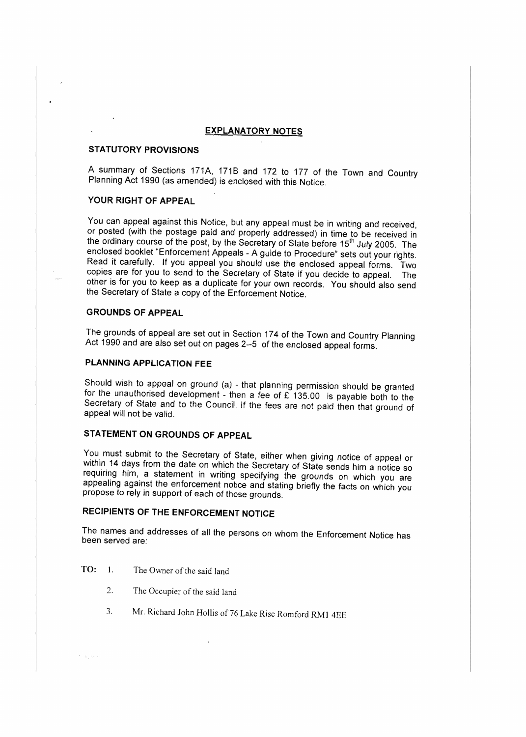## EXPLANATORY NOTES

### STATUTORY PROVISIONS

A summary of Sections 171A, 171B and 172 to 177 of the Town and Country Planning Act 1990 (as amended) is enclosed with this Notice.

### YOUR RIGHT OF APPEAL

You can appeal against this Notice, but any appeal must be in writing and received, or posted (with the postage paid and properly addressed) in time to be received in the ordinary course of the post, by the Secretary of State before 15th July 2005. The enclosed booklet "Enforcement Appeals - A guide to Procedure" sets out your rights. Read it carefully. If you appeal you should use the enclosed appeal forms. Two copies are for you to send to the Secretary of State if you decide to appeal. The other is for you to keep as a duplicate for your own records. You should also send the Secretary of State a copy of the Enforcement Notice.

### GROUNDS OF APPEAL

The grounds of appeal are set out in Section 174 of the Town and Country Planning Act 1990 and are also set out on pages 2--5 of the enclosed appeal forms.

### PLANNING APPLICATION FEE

Should wish to appeal on ground (a) - that planning permission should be granted for the unauthorised development - then a fee of £ 135.00 is payable both to the Secretary of State and to the Council. If the fees are not paid then that ground of appeal will not be valid.

### STATEMENT ON GROUNDS OF APPEAL

You must submit to the Secretary of State, either when giving notice of appeal or within 14 days from the date on which the Secretary of State sends him a notice so requiring him, a statement in writing specifying the grounds on which you are appealing against the enforcement notice and stating briefly the facts on which you propose to rely in support of each of those grounds.

### RECIPIENTS OF THE ENFORCEMENT NOTICE

The names and addresses of all the persons on whom the Enforcement Notice has been served are:

**TO:**

1. The Owner of the said land
2. The Occupier of the said land
3. Mr. Richard John Hollis of 76 Lake Rise Romford RM1 4EE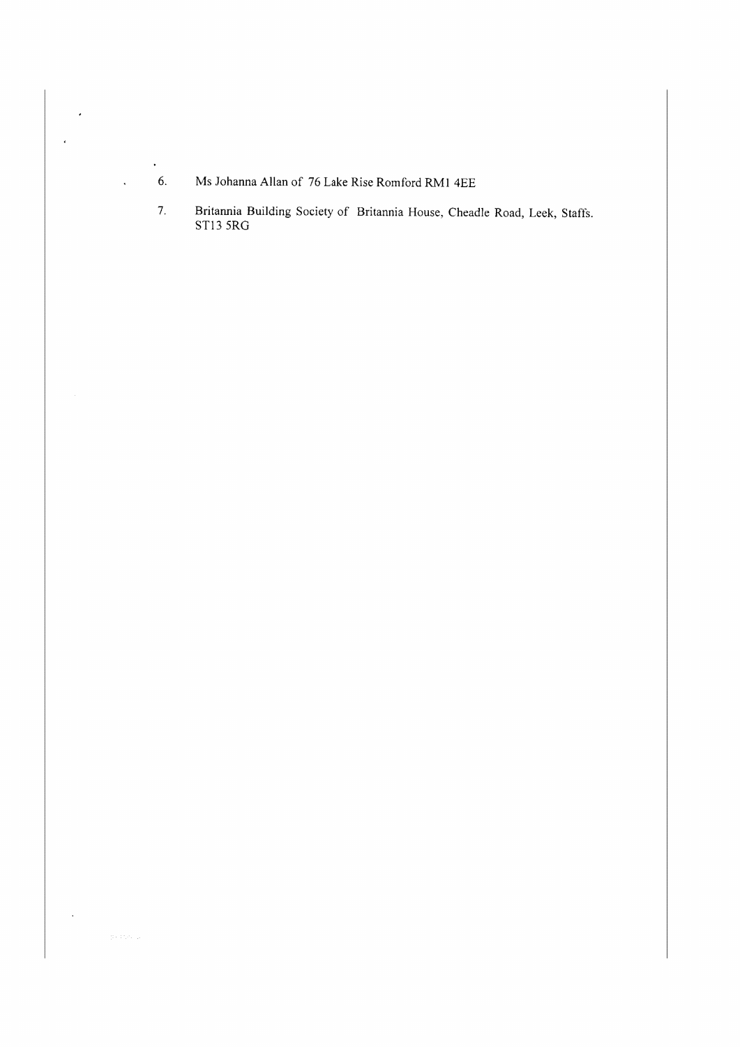6. Ms Johanna Allan of 76 Lake Rise Romford RM1 4EE

7. Britannia Building Society of Britannia House, Cheadle Road, Leek, Staffs. ST13 5RG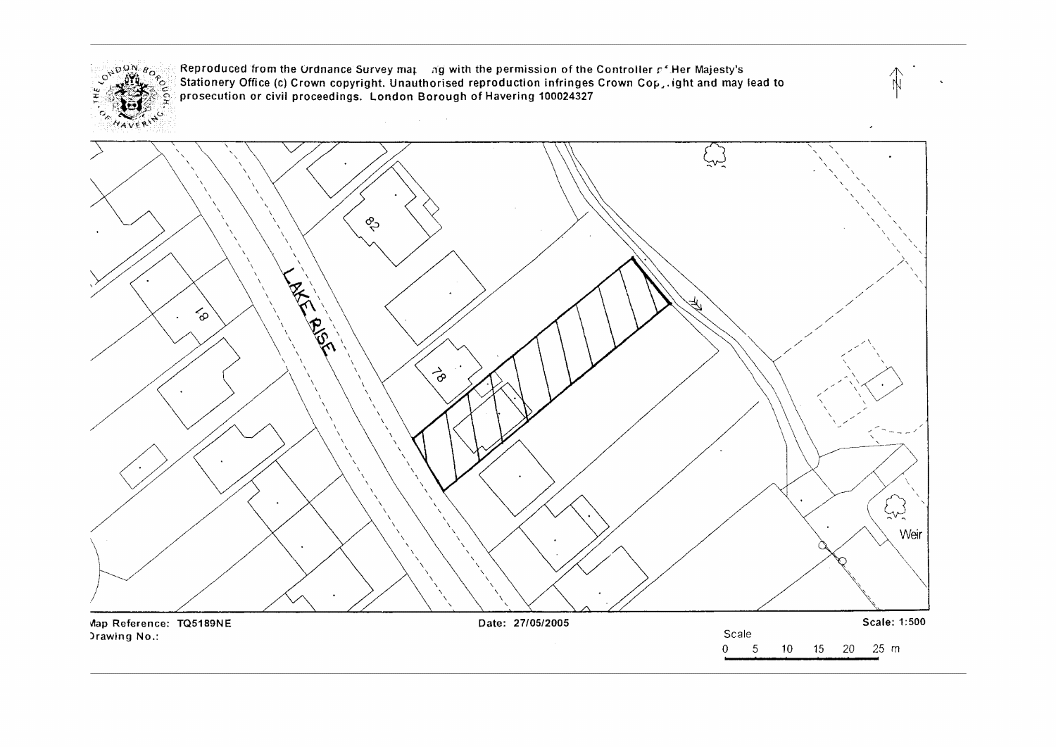Reproduced from the Ordnance Survey mapping with the permission of the Controller of Her Majesty's Stationery Office (c) Crown copyright. Unauthorised reproduction infringes Crown Copyright and may lead to prosecution or civil proceedings. London Borough of Havering 100024327

82

81

LAKE RISE

78

Weir

Map Reference: TQ5189NE

Drawing No.:

Date: 27/05/2005

Scale: 1:500

Scale

0 5 10 15 20 25 m